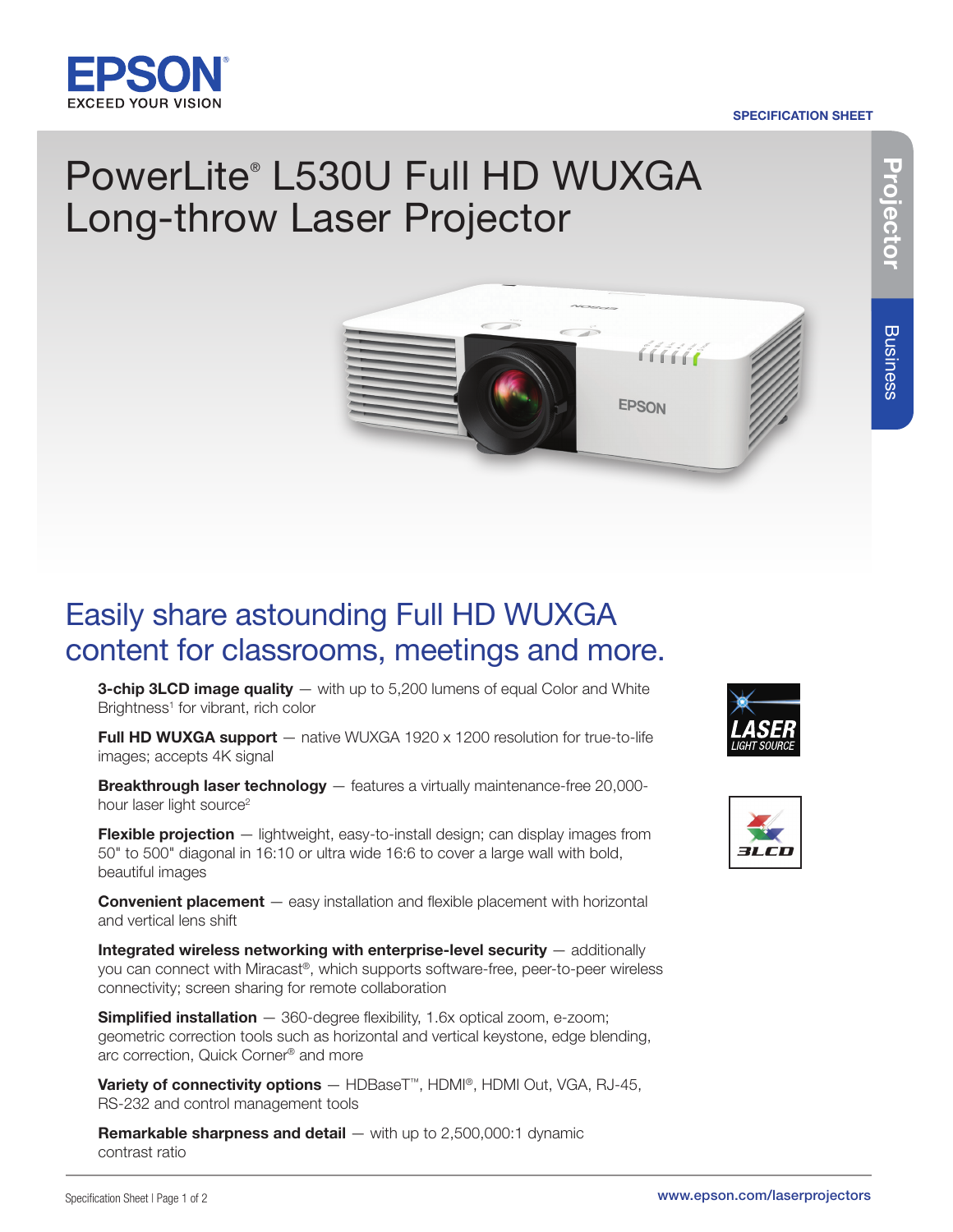EPSON

EXCEED YOUR VISION

SPECIFICATION SHEET

Projector | Business

# PowerLite® L530U Full HD WUXGA Long-throw Laser Projector

## Easily share astounding Full HD WUXGA content for classrooms, meetings and more.

**3-chip 3LCD image quality** — with up to 5,200 lumens of equal Color and White Brightness[1] for vibrant, rich color

**Full HD WUXGA support** — native WUXGA 1920 x 1200 resolution for true-to-life images; accepts 4K signal

**Breakthrough laser technology** — features a virtually maintenance-free 20,000-hour laser light source[2]

**Flexible projection** — lightweight, easy-to-install design; can display images from 50" to 500" diagonal in 16:10 or ultra wide 16:6 to cover a large wall with bold, beautiful images

**Convenient placement** — easy installation and flexible placement with horizontal and vertical lens shift

**Integrated wireless networking with enterprise-level security** — additionally you can connect with Miracast®, which supports software-free, peer-to-peer wireless connectivity; screen sharing for remote collaboration

**Simplified installation** — 360-degree flexibility, 1.6x optical zoom, e-zoom; geometric correction tools such as horizontal and vertical keystone, edge blending, arc correction, Quick Corner® and more

**Variety of connectivity options** — HDBaseT™, HDMI®, HDMI Out, VGA, RJ-45, RS-232 and control management tools

**Remarkable sharpness and detail** — with up to 2,500,000:1 dynamic contrast ratio

LASER LIGHT SOURCE

3LCD

www.epson.com/laserprojectors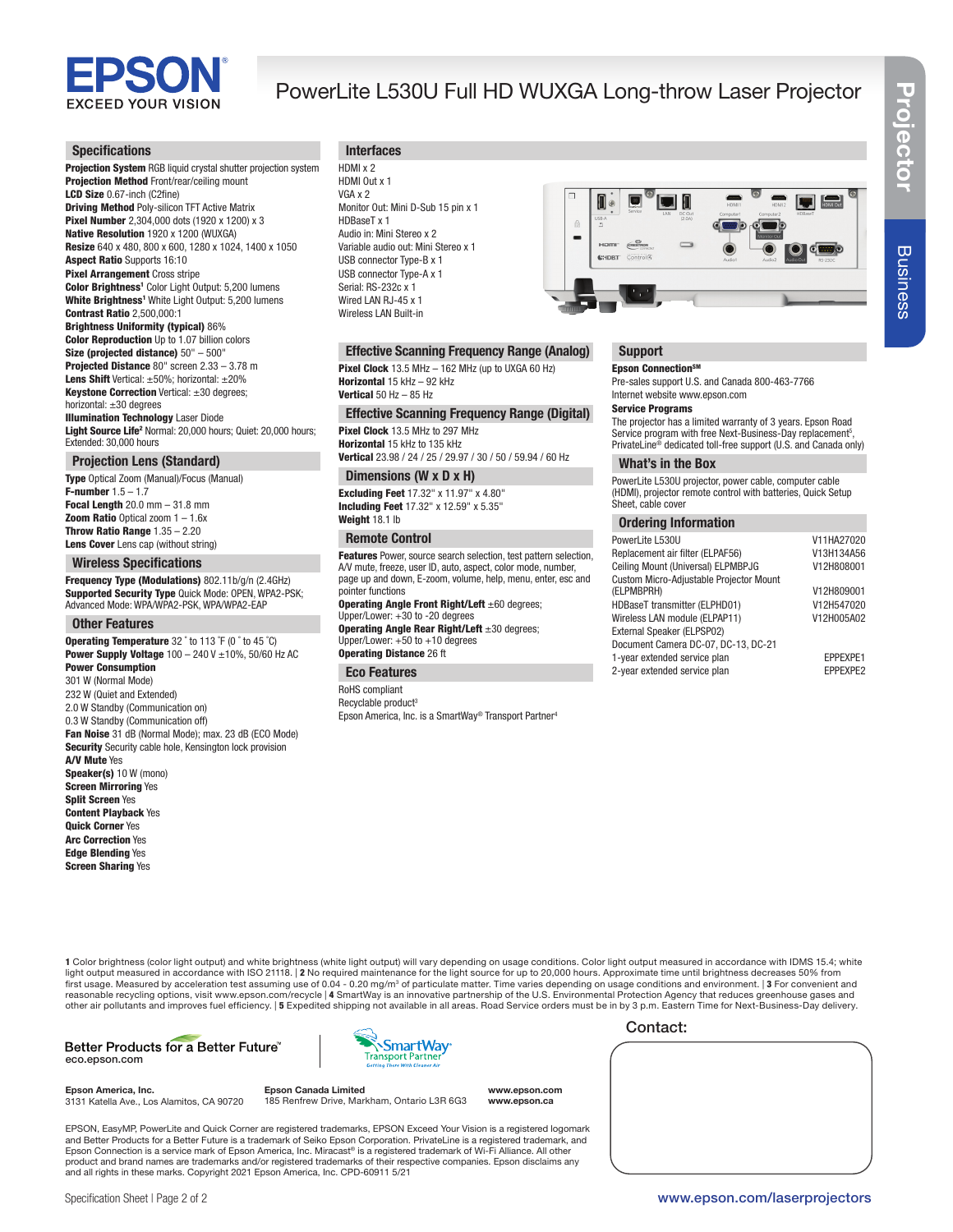# PowerLite L530U Full HD WUXGA Long-throw Laser Projector

## Specifications

**Projection System** RGB liquid crystal shutter projection system
**Projection Method** Front/rear/ceiling mount
**LCD Size** 0.67-inch (C2fine)
**Driving Method** Poly-silicon TFT Active Matrix
**Pixel Number** 2,304,000 dots (1920 x 1200) x 3
**Native Resolution** 1920 x 1200 (WUXGA)
**Resize** 640 x 480, 800 x 600, 1280 x 1024, 1400 x 1050
**Aspect Ratio** Supports 16:10
**Pixel Arrangement** Cross stripe
**Color Brightness**[1] Color Light Output: 5,200 lumens
**White Brightness**[1] White Light Output: 5,200 lumens
**Contrast Ratio** 2,500,000:1
**Brightness Uniformity (typical)** 86%
**Color Reproduction** Up to 1.07 billion colors
**Size (projected distance)** 50" – 500"
**Projected Distance** 80" screen 2.33 – 3.78 m
**Lens Shift** Vertical: ±50%; horizontal: ±20%
**Keystone Correction** Vertical: ±30 degrees; horizontal: ±30 degrees
**Illumination Technology** Laser Diode
**Light Source Life**[2] Normal: 20,000 hours; Quiet: 20,000 hours; Extended: 30,000 hours

## Projection Lens (Standard)

**Type** Optical Zoom (Manual)/Focus (Manual)
**F-number** 1.5 – 1.7
**Focal Length** 20.0 mm – 31.8 mm
**Zoom Ratio** Optical zoom 1 – 1.6x
**Throw Ratio Range** 1.35 – 2.20
**Lens Cover** Lens cap (without string)

## Wireless Specifications

**Frequency Type (Modulations)** 802.11b/g/n (2.4GHz)
**Supported Security Type** Quick Mode: OPEN, WPA2-PSK; Advanced Mode: WPA/WPA2-PSK, WPA/WPA2-EAP

## Other Features

**Operating Temperature** 32 ˚ to 113 ˚F (0 ˚ to 45 ˚C)
**Power Supply Voltage** 100 – 240 V ±10%, 50/60 Hz AC
**Power Consumption**
301 W (Normal Mode)
232 W (Quiet and Extended)
2.0 W Standby (Communication on)
0.3 W Standby (Communication off)
**Fan Noise** 31 dB (Normal Mode); max. 23 dB (ECO Mode)
**Security** Security cable hole, Kensington lock provision
**A/V Mute** Yes
**Speaker(s)** 10 W (mono)
**Screen Mirroring** Yes
**Split Screen** Yes
**Content Playback** Yes
**Quick Corner** Yes
**Arc Correction** Yes
**Edge Blending** Yes
**Screen Sharing** Yes

## Interfaces

HDMI x 2
HDMI Out x 1
VGA x 2
Monitor Out: Mini D-Sub 15 pin x 1
HDBaseT x 1
Audio in: Mini Stereo x 2
Variable audio out: Mini Stereo x 1
USB connector Type-B x 1
USB connector Type-A x 1
Serial: RS-232c x 1
Wired LAN RJ-45 x 1
Wireless LAN Built-in

## Effective Scanning Frequency Range (Analog)

**Pixel Clock** 13.5 MHz – 162 MHz (up to UXGA 60 Hz)
**Horizontal** 15 kHz – 92 kHz
**Vertical** 50 Hz – 85 Hz

## Effective Scanning Frequency Range (Digital)

**Pixel Clock** 13.5 MHz to 297 MHz
**Horizontal** 15 kHz to 135 kHz
**Vertical** 23.98 / 24 / 25 / 29.97 / 30 / 50 / 59.94 / 60 Hz

## Dimensions (W x D x H)

**Excluding Feet** 17.32" x 11.97" x 4.80"
**Including Feet** 17.32" x 12.59" x 5.35"
**Weight** 18.1 lb

## Remote Control

**Features** Power, source search selection, test pattern selection, A/V mute, freeze, user ID, auto, aspect, color mode, number, page up and down, E-zoom, volume, help, menu, enter, esc and pointer functions
**Operating Angle Front Right/Left** ±60 degrees; Upper/Lower: +30 to -20 degrees
**Operating Angle Rear Right/Left** ±30 degrees; Upper/Lower: +50 to +10 degrees
**Operating Distance** 26 ft

## Eco Features

RoHS compliant
Recyclable product[3]
Epson America, Inc. is a SmartWay® Transport Partner[4]

## Support

**Epson Connection℠**
Pre-sales support U.S. and Canada 800-463-7766
Internet website www.epson.com

**Service Programs**
The projector has a limited warranty of 3 years. Epson Road Service program with free Next-Business-Day replacement[5], PrivateLine® dedicated toll-free support (U.S. and Canada only)

## What's in the Box

PowerLite L530U projector, power cable, computer cable (HDMI), projector remote control with batteries, Quick Setup Sheet, cable cover

## Ordering Information

| | |
|---|---|
| PowerLite L530U | V11HA27020 |
| Replacement air filter (ELPAF56) | V13H134A56 |
| Ceiling Mount (Universal) ELPMBPJG | V12H808001 |
| Custom Micro-Adjustable Projector Mount (ELPMBPRH) | V12H809001 |
| HDBaseT transmitter (ELPHD01) | V12H547020 |
| Wireless LAN module (ELPAP11) | V12H005A02 |
| External Speaker (ELPSP02) | |
| Document Camera DC-07, DC-13, DC-21 | |
| 1-year extended service plan | EPPEXPE1 |
| 2-year extended service plan | EPPEXPE2 |

**1** Color brightness (color light output) and white brightness (white light output) will vary depending on usage conditions. Color light output measured in accordance with IDMS 15.4; white light output measured in accordance with ISO 21118. | **2** No required maintenance for the light source for up to 20,000 hours. Approximate time until brightness decreases 50% from first usage. Measured by acceleration test assuming use of 0.04 - 0.20 mg/m³ of particulate matter. Time varies depending on usage conditions and environment. | **3** For convenient and reasonable recycling options, visit www.epson.com/recycle | **4** SmartWay is an innovative partnership of the U.S. Environmental Protection Agency that reduces greenhouse gases and other air pollutants and improves fuel efficiency. | **5** Expedited shipping not available in all areas. Road Service orders must be in by 3 p.m. Eastern Time for Next-Business-Day delivery.

Better Products for a Better Future™
eco.epson.com

Contact:

**Epson America, Inc.**
3131 Katella Ave., Los Alamitos, CA 90720

**Epson Canada Limited**
185 Renfrew Drive, Markham, Ontario L3R 6G3

**www.epson.com**
**www.epson.ca**

EPSON, EasyMP, PowerLite and Quick Corner are registered trademarks, EPSON Exceed Your Vision is a registered logomark and Better Products for a Better Future is a trademark of Seiko Epson Corporation. PrivateLine is a registered trademark, and Epson Connection is a service mark of Epson America, Inc. Miracast® is a registered trademark of Wi-Fi Alliance. All other product and brand names are trademarks and/or registered trademarks of their respective companies. Epson disclaims any and all rights in these marks. Copyright 2021 Epson America, Inc. CPD-60911 5/21

www.epson.com/laserprojectors